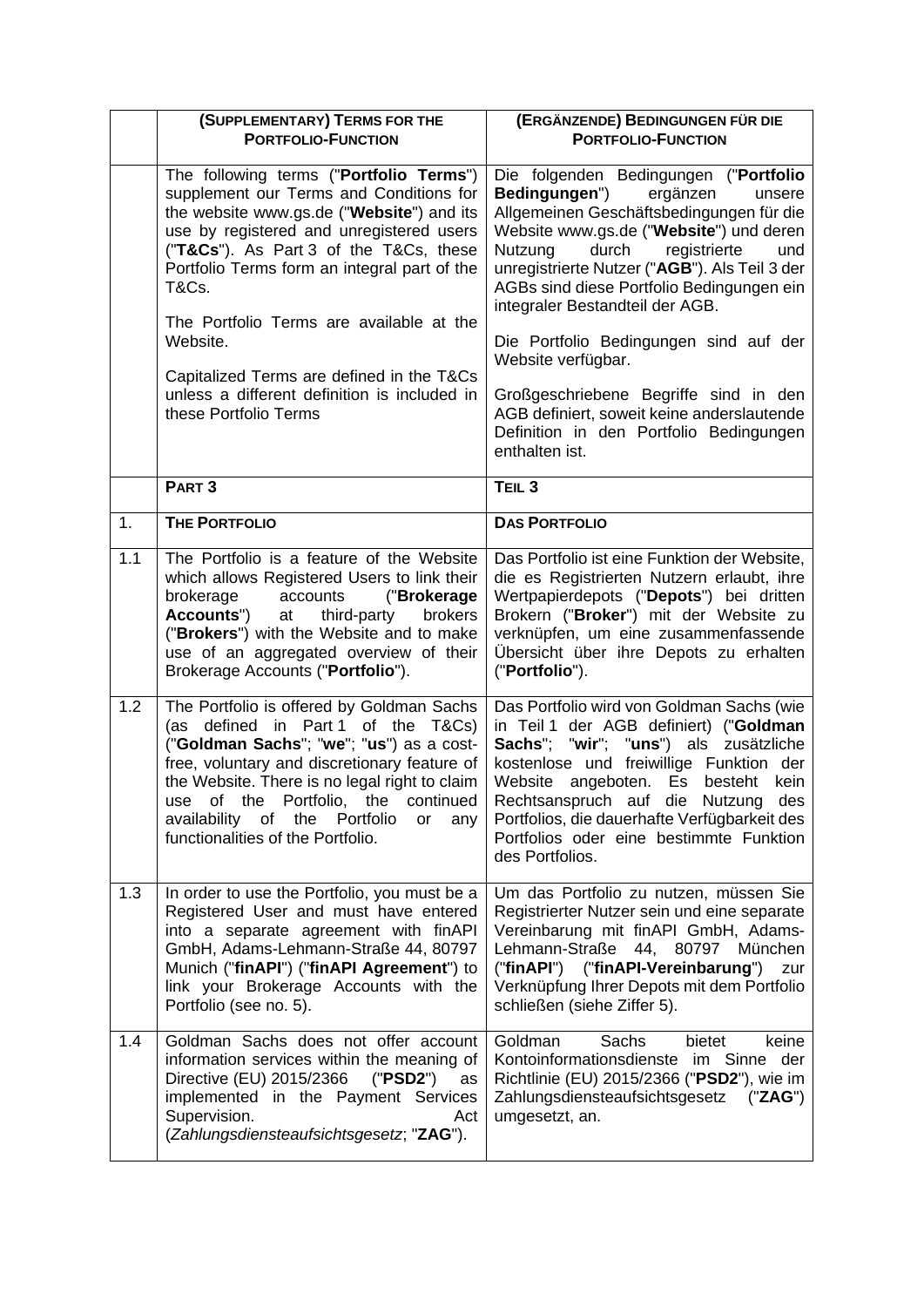| | **(SUPPLEMENTARY) TERMS FOR THE PORTFOLIO-FUNCTION** | **(ERGÄNZENDE) BEDINGUNGEN FÜR DIE PORTFOLIO-FUNCTION** |
|---|---|---|
| | The following terms ("**Portfolio Terms**") supplement our Terms and Conditions for the website www.gs.de ("**Website**") and its use by registered and unregistered users ("**T&Cs**"). As Part 3 of the T&Cs, these Portfolio Terms form an integral part of the T&Cs.<br><br>The Portfolio Terms are available at the Website.<br><br>Capitalized Terms are defined in the T&Cs unless a different definition is included in these Portfolio Terms | Die folgenden Bedingungen ("**Portfolio Bedingungen**") ergänzen unsere Allgemeinen Geschäftsbedingungen für die Website www.gs.de ("**Website**") und deren Nutzung durch registrierte und unregistrierte Nutzer ("**AGB**"). Als Teil 3 der AGBs sind diese Portfolio Bedingungen ein integraler Bestandteil der AGB.<br><br>Die Portfolio Bedingungen sind auf der Website verfügbar.<br><br>Großgeschriebene Begriffe sind in den AGB definiert, soweit keine anderslautende Definition in den Portfolio Bedingungen enthalten ist. |
| | **PART 3** | **TEIL 3** |
| 1. | **THE PORTFOLIO** | **DAS PORTFOLIO** |
| 1.1 | The Portfolio is a feature of the Website which allows Registered Users to link their brokerage accounts ("**Brokerage Accounts**") at third-party brokers ("**Brokers**") with the Website and to make use of an aggregated overview of their Brokerage Accounts ("**Portfolio**"). | Das Portfolio ist eine Funktion der Website, die es Registrierten Nutzern erlaubt, ihre Wertpapierdepots ("**Depots**") bei dritten Brokern ("**Broker**") mit der Website zu verknüpfen, um eine zusammenfassende Übersicht über ihre Depots zu erhalten ("**Portfolio**"). |
| 1.2 | The Portfolio is offered by Goldman Sachs (as defined in Part 1 of the T&Cs) ("**Goldman Sachs**"; "**we**"; "**us**") as a cost-free, voluntary and discretionary feature of the Website. There is no legal right to claim use of the Portfolio, the continued availability of the Portfolio or any functionalities of the Portfolio. | Das Portfolio wird von Goldman Sachs (wie in Teil 1 der AGB definiert) ("**Goldman Sachs**"; "**wir**"; "**uns**") als zusätzliche kostenlose und freiwillige Funktion der Website angeboten. Es besteht kein Rechtsanspruch auf die Nutzung des Portfolios, die dauerhafte Verfügbarkeit des Portfolios oder eine bestimmte Funktion des Portfolios. |
| 1.3 | In order to use the Portfolio, you must be a Registered User and must have entered into a separate agreement with finAPI GmbH, Adams-Lehmann-Straße 44, 80797 Munich ("**finAPI**") ("**finAPI Agreement**") to link your Brokerage Accounts with the Portfolio (see no. 5). | Um das Portfolio zu nutzen, müssen Sie Registrierter Nutzer sein und eine separate Vereinbarung mit finAPI GmbH, Adams-Lehmann-Straße 44, 80797 München ("**finAPI**") ("**finAPI-Vereinbarung**") zur Verknüpfung Ihrer Depots mit dem Portfolio schließen (siehe Ziffer 5). |
| 1.4 | Goldman Sachs does not offer account information services within the meaning of Directive (EU) 2015/2366 ("**PSD2**") as implemented in the Payment Services Supervision. Act (*Zahlungsdiensteaufsichtsgesetz*; "**ZAG**"). | Goldman Sachs bietet keine Kontoinformationsdienste im Sinne der Richtlinie (EU) 2015/2366 ("**PSD2**"), wie im Zahlungsdiensteaufsichtsgesetz ("**ZAG**") umgesetzt, an. |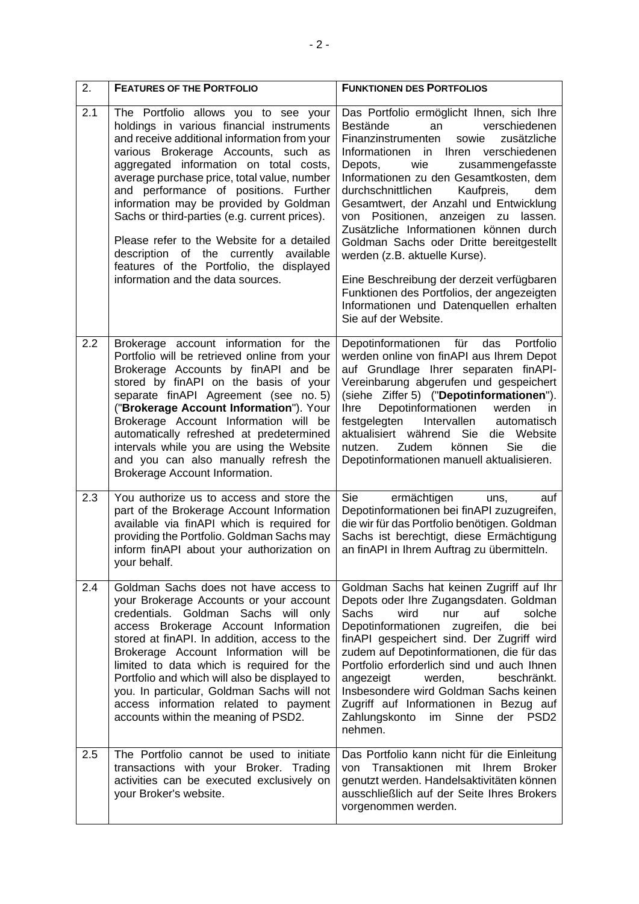| 2. | **FEATURES OF THE PORTFOLIO** | **FUNKTIONEN DES PORTFOLIOS** |
|---|---|---|
| 2.1 | The Portfolio allows you to see your holdings in various financial instruments and receive additional information from your various Brokerage Accounts, such as aggregated information on total costs, average purchase price, total value, number and performance of positions. Further information may be provided by Goldman Sachs or third-parties (e.g. current prices).<br><br>Please refer to the Website for a detailed description of the currently available features of the Portfolio, the displayed information and the data sources. | Das Portfolio ermöglicht Ihnen, sich Ihre Bestände an verschiedenen Finanzinstrumenten sowie zusätzliche Informationen in Ihren verschiedenen Depots, wie zusammengefasste Informationen zu den Gesamtkosten, dem durchschnittlichen Kaufpreis, dem Gesamtwert, der Anzahl und Entwicklung von Positionen, anzeigen zu lassen. Zusätzliche Informationen können durch Goldman Sachs oder Dritte bereitgestellt werden (z.B. aktuelle Kurse).<br><br>Eine Beschreibung der derzeit verfügbaren Funktionen des Portfolios, der angezeigten Informationen und Datenquellen erhalten Sie auf der Website. |
| 2.2 | Brokerage account information for the Portfolio will be retrieved online from your Brokerage Accounts by finAPI and be stored by finAPI on the basis of your separate finAPI Agreement (see no. 5) ("**Brokerage Account Information**"). Your Brokerage Account Information will be automatically refreshed at predetermined intervals while you are using the Website and you can also manually refresh the Brokerage Account Information. | Depotinformationen für das Portfolio werden online von finAPI aus Ihrem Depot auf Grundlage Ihrer separaten finAPI-Vereinbarung abgerufen und gespeichert (siehe Ziffer 5) ("**Depotinformationen**"). Ihre Depotinformationen werden in festgelegten Intervallen automatisch aktualisiert während Sie die Website nutzen. Zudem können Sie die Depotinformationen manuell aktualisieren. |
| 2.3 | You authorize us to access and store the part of the Brokerage Account Information available via finAPI which is required for providing the Portfolio. Goldman Sachs may inform finAPI about your authorization on your behalf. | Sie ermächtigen uns, auf Depotinformationen bei finAPI zuzugreifen, die wir für das Portfolio benötigen. Goldman Sachs ist berechtigt, diese Ermächtigung an finAPI in Ihrem Auftrag zu übermitteln. |
| 2.4 | Goldman Sachs does not have access to your Brokerage Accounts or your account credentials. Goldman Sachs will only access Brokerage Account Information stored at finAPI. In addition, access to the Brokerage Account Information will be limited to data which is required for the Portfolio and which will also be displayed to you. In particular, Goldman Sachs will not access information related to payment accounts within the meaning of PSD2. | Goldman Sachs hat keinen Zugriff auf Ihr Depots oder Ihre Zugangsdaten. Goldman Sachs wird nur auf solche Depotinformationen zugreifen, die bei finAPI gespeichert sind. Der Zugriff wird zudem auf Depotinformationen, die für das Portfolio erforderlich sind und auch Ihnen angezeigt werden, beschränkt. Insbesondere wird Goldman Sachs keinen Zugriff auf Informationen in Bezug auf Zahlungskonto im Sinne der PSD2 nehmen. |
| 2.5 | The Portfolio cannot be used to initiate transactions with your Broker. Trading activities can be executed exclusively on your Broker's website. | Das Portfolio kann nicht für die Einleitung von Transaktionen mit Ihrem Broker genutzt werden. Handelsaktivitäten können ausschließlich auf der Seite Ihres Brokers vorgenommen werden. |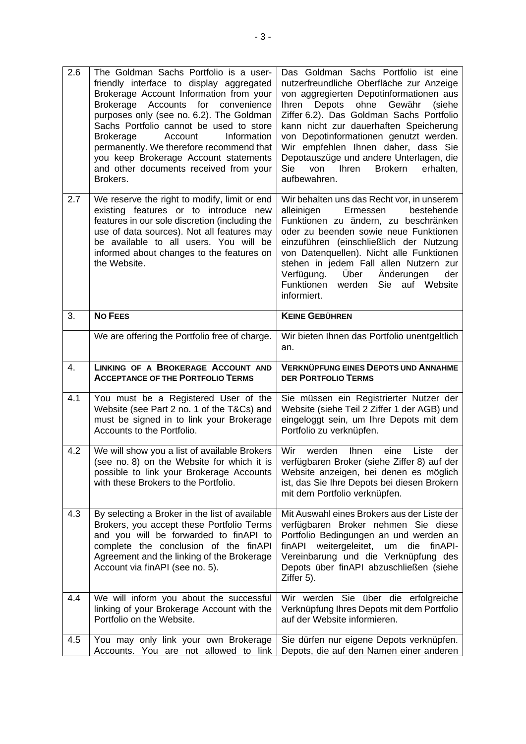| | | |
|---|---|---|
| 2.6 | The Goldman Sachs Portfolio is a user-friendly interface to display aggregated Brokerage Account Information from your Brokerage Accounts for convenience purposes only (see no. 6.2). The Goldman Sachs Portfolio cannot be used to store Brokerage Account Information permanently. We therefore recommend that you keep Brokerage Account statements and other documents received from your Brokers. | Das Goldman Sachs Portfolio ist eine nutzerfreundliche Oberfläche zur Anzeige von aggregierten Depotinformationen aus Ihren Depots ohne Gewähr (siehe Ziffer 6.2). Das Goldman Sachs Portfolio kann nicht zur dauerhaften Speicherung von Depotinformationen genutzt werden. Wir empfehlen Ihnen daher, dass Sie Depotauszüge und andere Unterlagen, die Sie von Ihren Brokern erhalten, aufbewahren. |
| 2.7 | We reserve the right to modify, limit or end existing features or to introduce new features in our sole discretion (including the use of data sources). Not all features may be available to all users. You will be informed about changes to the features on the Website. | Wir behalten uns das Recht vor, in unserem alleinigen Ermessen bestehende Funktionen zu ändern, zu beschränken oder zu beenden sowie neue Funktionen einzuführen (einschließlich der Nutzung von Datenquellen). Nicht alle Funktionen stehen in jedem Fall allen Nutzern zur Verfügung. Über Änderungen der Funktionen werden Sie auf Website informiert. |
| 3. | **NO FEES** | **KEINE GEBÜHREN** |
| | We are offering the Portfolio free of charge. | Wir bieten Ihnen das Portfolio unentgeltlich an. |
| 4. | **LINKING OF A BROKERAGE ACCOUNT AND ACCEPTANCE OF THE PORTFOLIO TERMS** | **VERKNÜPFUNG EINES DEPOTS UND ANNAHME DER PORTFOLIO TERMS** |
| 4.1 | You must be a Registered User of the Website (see Part 2 no. 1 of the T&Cs) and must be signed in to link your Brokerage Accounts to the Portfolio. | Sie müssen ein Registrierter Nutzer der Website (siehe Teil 2 Ziffer 1 der AGB) und eingeloggt sein, um Ihre Depots mit dem Portfolio zu verknüpfen. |
| 4.2 | We will show you a list of available Brokers (see no. 8) on the Website for which it is possible to link your Brokerage Accounts with these Brokers to the Portfolio. | Wir werden Ihnen eine Liste der verfügbaren Broker (siehe Ziffer 8) auf der Website anzeigen, bei denen es möglich ist, das Sie Ihre Depots bei diesen Brokern mit dem Portfolio verknüpfen. |
| 4.3 | By selecting a Broker in the list of available Brokers, you accept these Portfolio Terms and you will be forwarded to finAPI to complete the conclusion of the finAPI Agreement and the linking of the Brokerage Account via finAPI (see no. 5). | Mit Auswahl eines Brokers aus der Liste der verfügbaren Broker nehmen Sie diese Portfolio Bedingungen an und werden an finAPI weitergeleitet, um die finAPI-Vereinbarung und die Verknüpfung des Depots über finAPI abzuschließen (siehe Ziffer 5). |
| 4.4 | We will inform you about the successful linking of your Brokerage Account with the Portfolio on the Website. | Wir werden Sie über die erfolgreiche Verknüpfung Ihres Depots mit dem Portfolio auf der Website informieren. |
| 4.5 | You may only link your own Brokerage Accounts. You are not allowed to link | Sie dürfen nur eigene Depots verknüpfen. Depots, die auf den Namen einer anderen |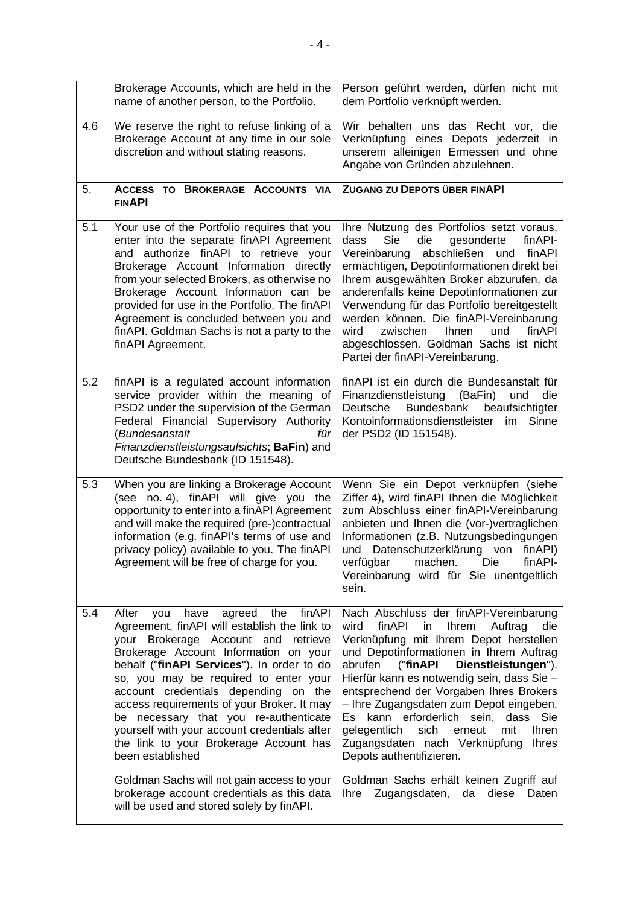| | | |
|---|---|---|
| | Brokerage Accounts, which are held in the name of another person, to the Portfolio. | Person geführt werden, dürfen nicht mit dem Portfolio verknüpft werden. |
| 4.6 | We reserve the right to refuse linking of a Brokerage Account at any time in our sole discretion and without stating reasons. | Wir behalten uns das Recht vor, die Verknüpfung eines Depots jederzeit in unserem alleinigen Ermessen und ohne Angabe von Gründen abzulehnen. |
| 5. | **ACCESS TO BROKERAGE ACCOUNTS VIA FINAPI** | **ZUGANG ZU DEPOTS ÜBER FINAPI** |
| 5.1 | Your use of the Portfolio requires that you enter into the separate finAPI Agreement and authorize finAPI to retrieve your Brokerage Account Information directly from your selected Brokers, as otherwise no Brokerage Account Information can be provided for use in the Portfolio. The finAPI Agreement is concluded between you and finAPI. Goldman Sachs is not a party to the finAPI Agreement. | Ihre Nutzung des Portfolios setzt voraus, dass Sie die gesonderte finAPI-Vereinbarung abschließen und finAPI ermächtigen, Depotinformationen direkt bei Ihrem ausgewählten Broker abzurufen, da anderenfalls keine Depotinformationen zur Verwendung für das Portfolio bereitgestellt werden können. Die finAPI-Vereinbarung wird zwischen Ihnen und finAPI abgeschlossen. Goldman Sachs ist nicht Partei der finAPI-Vereinbarung. |
| 5.2 | finAPI is a regulated account information service provider within the meaning of PSD2 under the supervision of the German Federal Financial Supervisory Authority (*Bundesanstalt für Finanzdienstleistungsaufsichts*; **BaFin**) and Deutsche Bundesbank (ID 151548). | finAPI ist ein durch die Bundesanstalt für Finanzdienstleistung (BaFin) und die Deutsche Bundesbank beaufsichtigter Kontoinformationsdienstleister im Sinne der PSD2 (ID 151548). |
| 5.3 | When you are linking a Brokerage Account (see no. 4), finAPI will give you the opportunity to enter into a finAPI Agreement and will make the required (pre-)contractual information (e.g. finAPI's terms of use and privacy policy) available to you. The finAPI Agreement will be free of charge for you. | Wenn Sie ein Depot verknüpfen (siehe Ziffer 4), wird finAPI Ihnen die Möglichkeit zum Abschluss einer finAPI-Vereinbarung anbieten und Ihnen die (vor-)vertraglichen Informationen (z.B. Nutzungsbedingungen und Datenschutzerklärung von finAPI) verfügbar machen. Die finAPI-Vereinbarung wird für Sie unentgeltlich sein. |
| 5.4 | After you have agreed the finAPI Agreement, finAPI will establish the link to your Brokerage Account and retrieve Brokerage Account Information on your behalf ("**finAPI Services**"). In order to do so, you may be required to enter your account credentials depending on the access requirements of your Broker. It may be necessary that you re-authenticate yourself with your account credentials after the link to your Brokerage Account has been established<br><br>Goldman Sachs will not gain access to your brokerage account credentials as this data will be used and stored solely by finAPI. | Nach Abschluss der finAPI-Vereinbarung wird finAPI in Ihrem Auftrag die Verknüpfung mit Ihrem Depot herstellen und Depotinformationen in Ihrem Auftrag abrufen ("**finAPI Dienstleistungen**"). Hierfür kann es notwendig sein, dass Sie – entsprechend der Vorgaben Ihres Brokers – Ihre Zugangsdaten zum Depot eingeben. Es kann erforderlich sein, dass Sie gelegentlich sich erneut mit Ihren Zugangsdaten nach Verknüpfung Ihres Depots authentifizieren.<br><br>Goldman Sachs erhält keinen Zugriff auf Ihre Zugangsdaten, da diese Daten |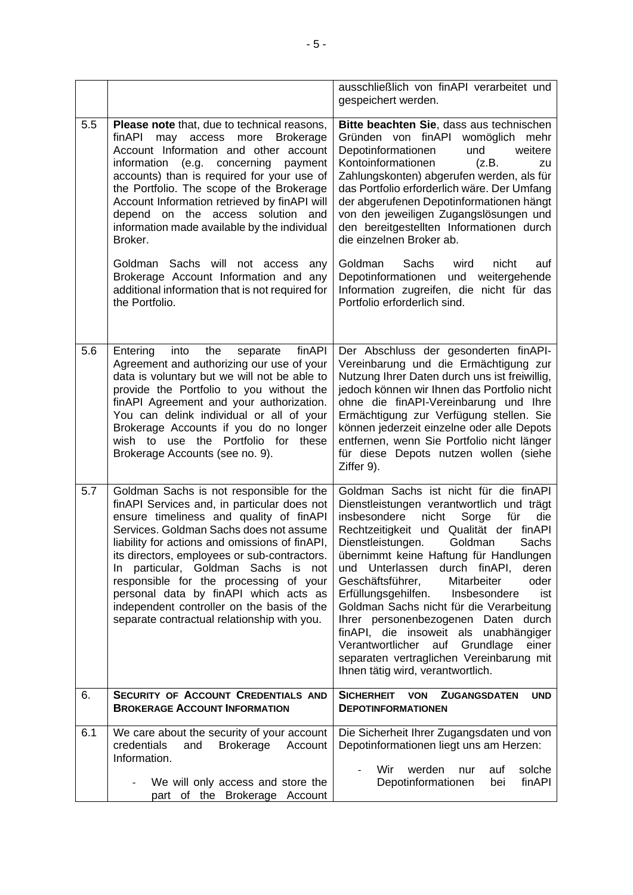| | | |
|---|---|---|
| | | ausschließlich von finAPI verarbeitet und gespeichert werden. |
| 5.5 | **Please note** that, due to technical reasons, finAPI may access more Brokerage Account Information and other account information (e.g. concerning payment accounts) than is required for your use of the Portfolio. The scope of the Brokerage Account Information retrieved by finAPI will depend on the access solution and information made available by the individual Broker.<br><br>Goldman Sachs will not access any Brokerage Account Information and any additional information that is not required for the Portfolio. | **Bitte beachten Sie**, dass aus technischen Gründen von finAPI womöglich mehr Depotinformationen und weitere Kontoinformationen (z.B. zu Zahlungskonten) abgerufen werden, als für das Portfolio erforderlich wäre. Der Umfang der abgerufenen Depotinformationen hängt von den jeweiligen Zugangslösungen und den bereitgestellten Informationen durch die einzelnen Broker ab.<br><br>Goldman Sachs wird nicht auf Depotinformationen und weitergehende Information zugreifen, die nicht für das Portfolio erforderlich sind. |
| 5.6 | Entering into the separate finAPI Agreement and authorizing our use of your data is voluntary but we will not be able to provide the Portfolio to you without the finAPI Agreement and your authorization. You can delink individual or all of your Brokerage Accounts if you do no longer wish to use the Portfolio for these Brokerage Accounts (see no. 9). | Der Abschluss der gesonderten finAPI-Vereinbarung und die Ermächtigung zur Nutzung Ihrer Daten durch uns ist freiwillig, jedoch können wir Ihnen das Portfolio nicht ohne die finAPI-Vereinbarung und Ihre Ermächtigung zur Verfügung stellen. Sie können jederzeit einzelne oder alle Depots entfernen, wenn Sie Portfolio nicht länger für diese Depots nutzen wollen (siehe Ziffer 9). |
| 5.7 | Goldman Sachs is not responsible for the finAPI Services and, in particular does not ensure timeliness and quality of finAPI Services. Goldman Sachs does not assume liability for actions and omissions of finAPI, its directors, employees or sub-contractors. In particular, Goldman Sachs is not responsible for the processing of your personal data by finAPI which acts as independent controller on the basis of the separate contractual relationship with you. | Goldman Sachs ist nicht für die finAPI Dienstleistungen verantwortlich und trägt insbesondere nicht Sorge für die Rechtzeitigkeit und Qualität der finAPI Dienstleistungen. Goldman Sachs übernimmt keine Haftung für Handlungen und Unterlassen durch finAPI, deren Geschäftsführer, Mitarbeiter oder Erfüllungsgehilfen. Insbesondere ist Goldman Sachs nicht für die Verarbeitung Ihrer personenbezogenen Daten durch finAPI, die insoweit als unabhängiger Verantwortlicher auf Grundlage einer separaten vertraglichen Vereinbarung mit Ihnen tätig wird, verantwortlich. |
| 6. | **SECURITY OF ACCOUNT CREDENTIALS AND BROKERAGE ACCOUNT INFORMATION** | **SICHERHEIT VON ZUGANGSDATEN UND DEPOTINFORMATIONEN** |
| 6.1 | We care about the security of your account credentials and Brokerage Account Information.<br><br>- We will only access and store the part of the Brokerage Account | Die Sicherheit Ihrer Zugangsdaten und von Depotinformationen liegt uns am Herzen:<br><br>- Wir werden nur auf solche Depotinformationen bei finAPI |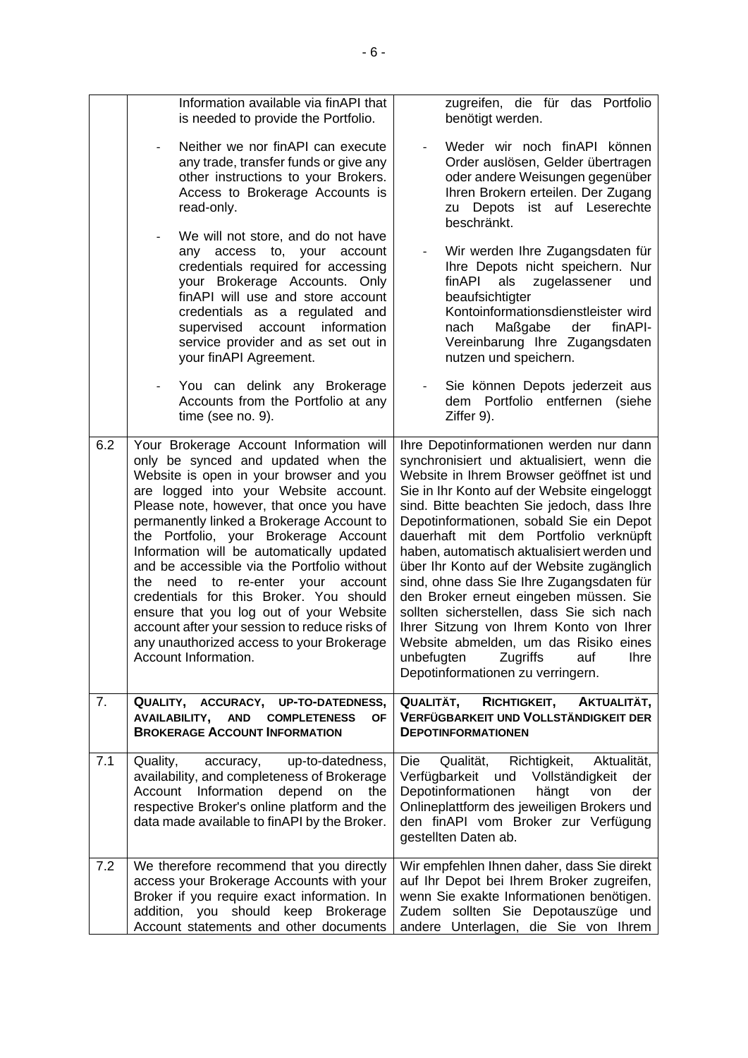| | | |
|---|---|---|
| | Information available via finAPI that is needed to provide the Portfolio.<br><br>- Neither we nor finAPI can execute any trade, transfer funds or give any other instructions to your Brokers. Access to Brokerage Accounts is read-only.<br><br>- We will not store, and do not have any access to, your account credentials required for accessing your Brokerage Accounts. Only finAPI will use and store account credentials as a regulated and supervised account information service provider and as set out in your finAPI Agreement.<br><br>- You can delink any Brokerage Accounts from the Portfolio at any time (see no. 9). | zugreifen, die für das Portfolio benötigt werden.<br><br>- Weder wir noch finAPI können Order auslösen, Gelder übertragen oder andere Weisungen gegenüber Ihren Brokern erteilen. Der Zugang zu Depots ist auf Leserechte beschränkt.<br><br>- Wir werden Ihre Zugangsdaten für Ihre Depots nicht speichern. Nur finAPI als zugelassener und beaufsichtigter Kontoinformationsdienstleister wird nach Maßgabe der finAPI-Vereinbarung Ihre Zugangsdaten nutzen und speichern.<br><br>- Sie können Depots jederzeit aus dem Portfolio entfernen (siehe Ziffer 9). |
| 6.2 | Your Brokerage Account Information will only be synced and updated when the Website is open in your browser and you are logged into your Website account. Please note, however, that once you have permanently linked a Brokerage Account to the Portfolio, your Brokerage Account Information will be automatically updated and be accessible via the Portfolio without the need to re-enter your account credentials for this Broker. You should ensure that you log out of your Website account after your session to reduce risks of any unauthorized access to your Brokerage Account Information. | Ihre Depotinformationen werden nur dann synchronisiert und aktualisiert, wenn die Website in Ihrem Browser geöffnet ist und Sie in Ihr Konto auf der Website eingeloggt sind. Bitte beachten Sie jedoch, dass Ihre Depotinformationen, sobald Sie ein Depot dauerhaft mit dem Portfolio verknüpft haben, automatisch aktualisiert werden und über Ihr Konto auf der Website zugänglich sind, ohne dass Sie Ihre Zugangsdaten für den Broker erneut eingeben müssen. Sie sollten sicherstellen, dass Sie sich nach Ihrer Sitzung von Ihrem Konto von Ihrer Website abmelden, um das Risiko eines unbefugten Zugriffs auf Ihre Depotinformationen zu verringern. |
| 7. | **QUALITY, ACCURACY, UP-TO-DATEDNESS, AVAILABILITY, AND COMPLETENESS OF BROKERAGE ACCOUNT INFORMATION** | **QUALITÄT, RICHTIGKEIT, AKTUALITÄT, VERFÜGBARKEIT UND VOLLSTÄNDIGKEIT DER DEPOTINFORMATIONEN** |
| 7.1 | Quality, accuracy, up-to-datedness, availability, and completeness of Brokerage Account Information depend on the respective Broker's online platform and the data made available to finAPI by the Broker. | Die Qualität, Richtigkeit, Aktualität, Verfügbarkeit und Vollständigkeit der Depotinformationen hängt von der Onlineplattform des jeweiligen Brokers und den finAPI vom Broker zur Verfügung gestellten Daten ab. |
| 7.2 | We therefore recommend that you directly access your Brokerage Accounts with your Broker if you require exact information. In addition, you should keep Brokerage Account statements and other documents | Wir empfehlen Ihnen daher, dass Sie direkt auf Ihr Depot bei Ihrem Broker zugreifen, wenn Sie exakte Informationen benötigen. Zudem sollten Sie Depotauszüge und andere Unterlagen, die Sie von Ihrem |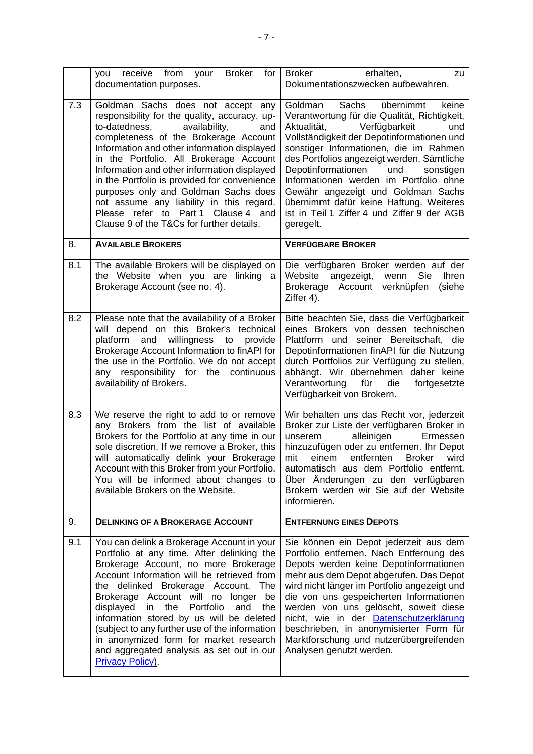| | | |
|---|---|---|
| | you receive from your Broker for documentation purposes. | Broker erhalten, zu Dokumentationszwecken aufbewahren. |
| 7.3 | Goldman Sachs does not accept any responsibility for the quality, accuracy, up-to-datedness, availability, and completeness of the Brokerage Account Information and other information displayed in the Portfolio. All Brokerage Account Information and other information displayed in the Portfolio is provided for convenience purposes only and Goldman Sachs does not assume any liability in this regard. Please refer to Part 1 Clause 4 and Clause 9 of the T&Cs for further details. | Goldman Sachs übernimmt keine Verantwortung für die Qualität, Richtigkeit, Aktualität, Verfügbarkeit und Vollständigkeit der Depotinformationen und sonstiger Informationen, die im Rahmen des Portfolios angezeigt werden. Sämtliche Depotinformationen und sonstigen Informationen werden im Portfolio ohne Gewähr angezeigt und Goldman Sachs übernimmt dafür keine Haftung. Weiteres ist in Teil 1 Ziffer 4 und Ziffer 9 der AGB geregelt. |
| 8. | **AVAILABLE BROKERS** | **VERFÜGBARE BROKER** |
| 8.1 | The available Brokers will be displayed on the Website when you are linking a Brokerage Account (see no. 4). | Die verfügbaren Broker werden auf der Website angezeigt, wenn Sie Ihren Brokerage Account verknüpfen (siehe Ziffer 4). |
| 8.2 | Please note that the availability of a Broker will depend on this Broker's technical platform and willingness to provide Brokerage Account Information to finAPI for the use in the Portfolio. We do not accept any responsibility for the continuous availability of Brokers. | Bitte beachten Sie, dass die Verfügbarkeit eines Brokers von dessen technischen Plattform und seiner Bereitschaft, die Depotinformationen finAPI für die Nutzung durch Portfolios zur Verfügung zu stellen, abhängt. Wir übernehmen daher keine Verantwortung für die fortgesetzte Verfügbarkeit von Brokern. |
| 8.3 | We reserve the right to add to or remove any Brokers from the list of available Brokers for the Portfolio at any time in our sole discretion. If we remove a Broker, this will automatically delink your Brokerage Account with this Broker from your Portfolio. You will be informed about changes to available Brokers on the Website. | Wir behalten uns das Recht vor, jederzeit Broker zur Liste der verfügbaren Broker in unserem alleinigen Ermessen hinzuzufügen oder zu entfernen. Ihr Depot mit einem entfernten Broker wird automatisch aus dem Portfolio entfernt. Über Änderungen zu den verfügbaren Brokern werden wir Sie auf der Website informieren. |
| 9. | **DELINKING OF A BROKERAGE ACCOUNT** | **ENTFERNUNG EINES DEPOTS** |
| 9.1 | You can delink a Brokerage Account in your Portfolio at any time. After delinking the Brokerage Account, no more Brokerage Account Information will be retrieved from the delinked Brokerage Account. The Brokerage Account will no longer be displayed in the Portfolio and the information stored by us will be deleted (subject to any further use of the information in anonymized form for market research and aggregated analysis as set out in our Privacy Policy). | Sie können ein Depot jederzeit aus dem Portfolio entfernen. Nach Entfernung des Depots werden keine Depotinformationen mehr aus dem Depot abgerufen. Das Depot wird nicht länger im Portfolio angezeigt und die von uns gespeicherten Informationen werden von uns gelöscht, soweit diese nicht, wie in der Datenschutzerklärung beschrieben, in anonymisierter Form für Marktforschung und nutzerübergreifenden Analysen genutzt werden. |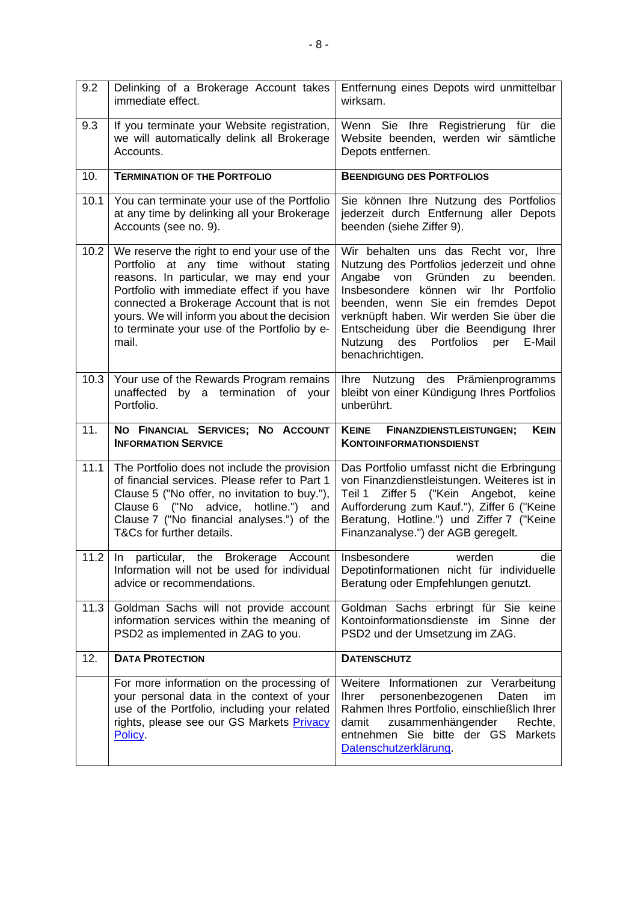| | | |
|---|---|---|
| 9.2 | Delinking of a Brokerage Account takes immediate effect. | Entfernung eines Depots wird unmittelbar wirksam. |
| 9.3 | If you terminate your Website registration, we will automatically delink all Brokerage Accounts. | Wenn Sie Ihre Registrierung für die Website beenden, werden wir sämtliche Depots entfernen. |
| 10. | **TERMINATION OF THE PORTFOLIO** | **BEENDIGUNG DES PORTFOLIOS** |
| 10.1 | You can terminate your use of the Portfolio at any time by delinking all your Brokerage Accounts (see no. 9). | Sie können Ihre Nutzung des Portfolios jederzeit durch Entfernung aller Depots beenden (siehe Ziffer 9). |
| 10.2 | We reserve the right to end your use of the Portfolio at any time without stating reasons. In particular, we may end your Portfolio with immediate effect if you have connected a Brokerage Account that is not yours. We will inform you about the decision to terminate your use of the Portfolio by e-mail. | Wir behalten uns das Recht vor, Ihre Nutzung des Portfolios jederzeit und ohne Angabe von Gründen zu beenden. Insbesondere können wir Ihr Portfolio beenden, wenn Sie ein fremdes Depot verknüpft haben. Wir werden Sie über die Entscheidung über die Beendigung Ihrer Nutzung des Portfolios per E-Mail benachrichtigen. |
| 10.3 | Your use of the Rewards Program remains unaffected by a termination of your Portfolio. | Ihre Nutzung des Prämienprogramms bleibt von einer Kündigung Ihres Portfolios unberührt. |
| 11. | **NO FINANCIAL SERVICES; NO ACCOUNT INFORMATION SERVICE** | **KEINE FINANZDIENSTLEISTUNGEN; KEIN KONTOINFORMATIONSDIENST** |
| 11.1 | The Portfolio does not include the provision of financial services. Please refer to Part 1 Clause 5 ("No offer, no invitation to buy."), Clause 6 ("No advice, hotline.") and Clause 7 ("No financial analyses.") of the T&Cs for further details. | Das Portfolio umfasst nicht die Erbringung von Finanzdienstleistungen. Weiteres ist in Teil 1 Ziffer 5 ("Kein Angebot, keine Aufforderung zum Kauf."), Ziffer 6 ("Keine Beratung, Hotline.") und Ziffer 7 ("Keine Finanzanalyse.") der AGB geregelt. |
| 11.2 | In particular, the Brokerage Account Information will not be used for individual advice or recommendations. | Insbesondere werden die Depotinformationen nicht für individuelle Beratung oder Empfehlungen genutzt. |
| 11.3 | Goldman Sachs will not provide account information services within the meaning of PSD2 as implemented in ZAG to you. | Goldman Sachs erbringt für Sie keine Kontoinformationsdienste im Sinne der PSD2 und der Umsetzung im ZAG. |
| 12. | **DATA PROTECTION** | **DATENSCHUTZ** |
| | For more information on the processing of your personal data in the context of your use of the Portfolio, including your related rights, please see our GS Markets Privacy Policy. | Weitere Informationen zur Verarbeitung Ihrer personenbezogenen Daten im Rahmen Ihres Portfolio, einschließlich Ihrer damit zusammenhängender Rechte, entnehmen Sie bitte der GS Markets Datenschutzerklärung. |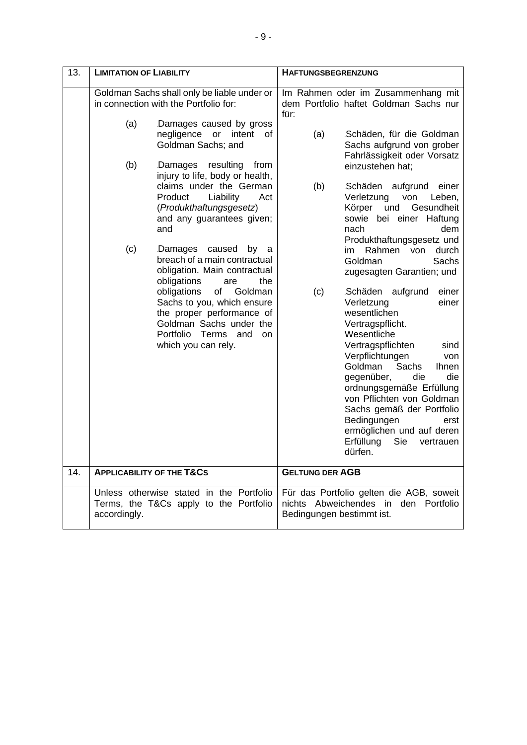| | | |
|---|---|---|
| 13. | **LIMITATION OF LIABILITY** | **HAFTUNGSBEGRENZUNG** |
| | Goldman Sachs shall only be liable under or in connection with the Portfolio for:<br><br>(a) Damages caused by gross negligence or intent of Goldman Sachs; and<br><br>(b) Damages resulting from injury to life, body or health, claims under the German Product Liability Act (*Produkthaftungsgesetz*) and any guarantees given; and<br><br>(c) Damages caused by a breach of a main contractual obligation. Main contractual obligations are the obligations of Goldman Sachs to you, which ensure the proper performance of Goldman Sachs under the Portfolio Terms and on which you can rely. | Im Rahmen oder im Zusammenhang mit dem Portfolio haftet Goldman Sachs nur für:<br><br>(a) Schäden, für die Goldman Sachs aufgrund von grober Fahrlässigkeit oder Vorsatz einzustehen hat;<br><br>(b) Schäden aufgrund einer Verletzung von Leben, Körper und Gesundheit sowie bei einer Haftung nach dem Produkthaftungsgesetz und im Rahmen von durch Goldman Sachs zugesagten Garantien; und<br><br>(c) Schäden aufgrund einer Verletzung einer wesentlichen Vertragspflicht. Wesentliche Vertragspflichten sind Verpflichtungen von Goldman Sachs Ihnen gegenüber, die die ordnungsgemäße Erfüllung von Pflichten von Goldman Sachs gemäß der Portfolio Bedingungen erst ermöglichen und auf deren Erfüllung Sie vertrauen dürfen. |
| 14. | **APPLICABILITY OF THE T&CS** | **GELTUNG DER AGB** |
| | Unless otherwise stated in the Portfolio Terms, the T&Cs apply to the Portfolio accordingly. | Für das Portfolio gelten die AGB, soweit nichts Abweichendes in den Portfolio Bedingungen bestimmt ist. |